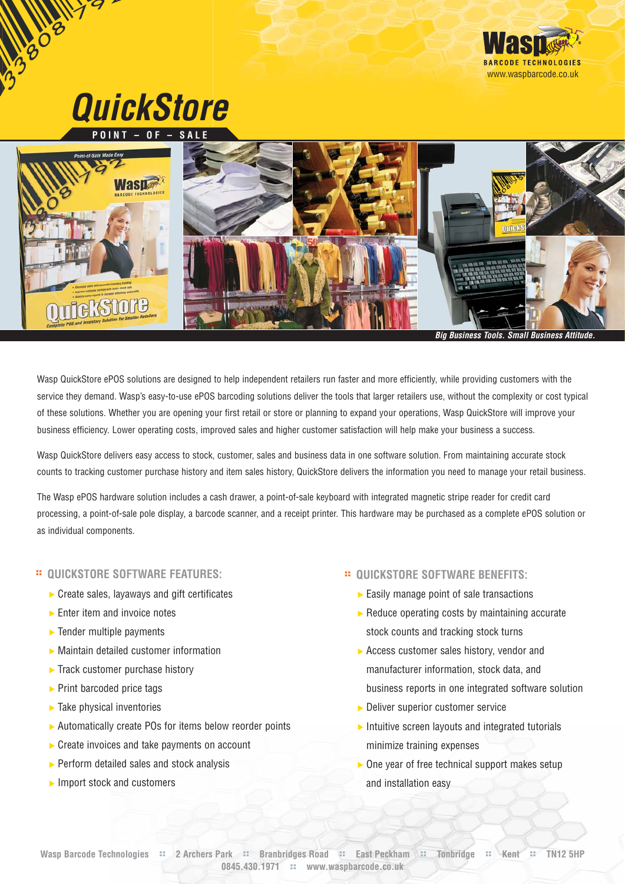# QuickStore

**POINT – OF – SALE**

*Big Business Tools. Small Business Attitude.*

Wasp QuickStore ePOS solutions are designed to help independent retailers run faster and more efficiently, while providing customers with the service they demand. Wasp's easy-to-use ePOS barcoding solutions deliver the tools that larger retailers use, without the complexity or cost typical of these solutions. Whether you are opening your first retail or store or planning to expand your operations, Wasp QuickStore will improve your business efficiency. Lower operating costs, improved sales and higher customer satisfaction will help make your business a success.

Wasp QuickStore delivers easy access to stock, customer, sales and business data in one software solution. From maintaining accurate stock counts to tracking customer purchase history and item sales history, QuickStore delivers the information you need to manage your retail business.

The Wasp ePOS hardware solution includes a cash drawer, a point-of-sale keyboard with integrated magnetic stripe reader for credit card processing, a point-of-sale pole display, a barcode scanner, and a receipt printer. This hardware may be purchased as a complete ePOS solution or as individual components.

## QUICKSTORE SOFTWARE FEATURES:

- Create sales, layaways and gift certificates
- Enter item and invoice notes
- Tender multiple payments
- Maintain detailed customer information
- Track customer purchase history
- Print barcoded price tags
- Take physical inventories
- Automatically create POs for items below reorder points
- Create invoices and take payments on account
- Perform detailed sales and stock analysis
- Import stock and customers

## QUICKSTORE SOFTWARE BENEFITS:

- Easily manage point of sale transactions
- Reduce operating costs by maintaining accurate stock counts and tracking stock turns
- Access customer sales history, vendor and manufacturer information, stock data, and business reports in one integrated software solution
- Deliver superior customer service
- Intuitive screen layouts and integrated tutorials minimize training expenses
- One year of free technical support makes setup and installation easy

Wasp Barcode Technologies :: 2 Archers Park :: Branbridges Road :: East Peckham :: Tonbridge :: Kent :: TN12 5HP
0845.430.1971 :: www.waspbarcode.co.uk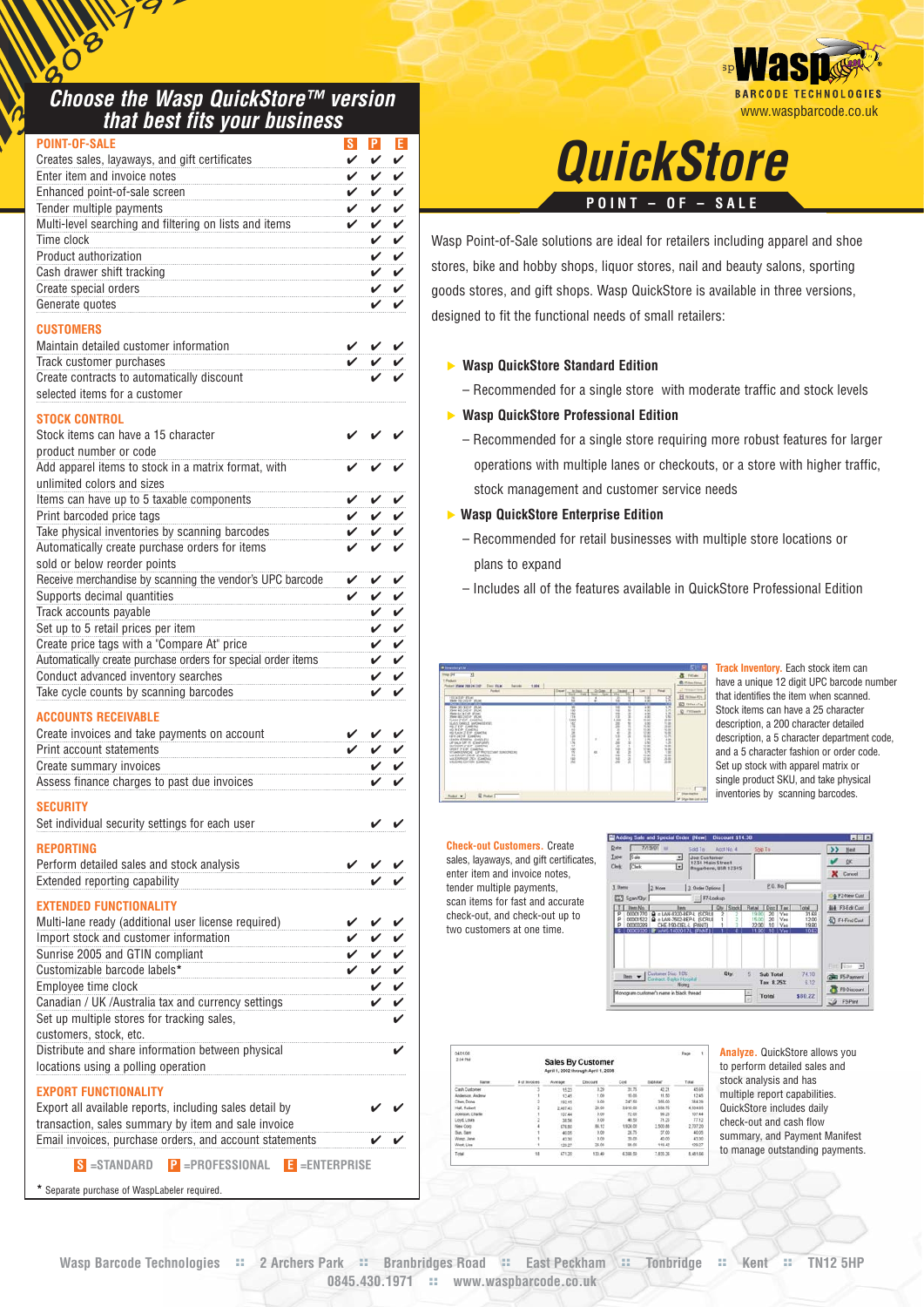## Choose the Wasp QuickStore™ version that best fits your business

| | S | P | E |
|---|---|---|---|
| **POINT-OF-SALE** | | | |
| Creates sales, layaways, and gift certificates | ✔ | ✔ | ✔ |
| Enter item and invoice notes | ✔ | ✔ | ✔ |
| Enhanced point-of-sale screen | ✔ | ✔ | ✔ |
| Tender multiple payments | ✔ | ✔ | ✔ |
| Multi-level searching and filtering on lists and items | ✔ | ✔ | ✔ |
| Time clock | | ✔ | ✔ |
| Product authorization | | ✔ | ✔ |
| Cash drawer shift tracking | | ✔ | ✔ |
| Create special orders | | ✔ | ✔ |
| Generate quotes | | ✔ | ✔ |
| **CUSTOMERS** | | | |
| Maintain detailed customer information | ✔ | ✔ | ✔ |
| Track customer purchases | ✔ | ✔ | ✔ |
| Create contracts to automatically discount selected items for a customer | | ✔ | ✔ |
| **STOCK CONTROL** | | | |
| Stock items can have a 15 character product number or code | ✔ | ✔ | ✔ |
| Add apparel items to stock in a matrix format, with unlimited colors and sizes | ✔ | ✔ | ✔ |
| Items can have up to 5 taxable components | ✔ | ✔ | ✔ |
| Print barcoded price tags | ✔ | ✔ | ✔ |
| Take physical inventories by scanning barcodes | ✔ | ✔ | ✔ |
| Automatically create purchase orders for items sold or below reorder points | ✔ | ✔ | ✔ |
| Receive merchandise by scanning the vendor's UPC barcode | ✔ | ✔ | ✔ |
| Supports decimal quantities | ✔ | ✔ | ✔ |
| Track accounts payable | | ✔ | ✔ |
| Set up to 5 retail prices per item | | ✔ | ✔ |
| Create price tags with a "Compare At" price | | ✔ | ✔ |
| Automatically create purchase orders for special order items | | ✔ | ✔ |
| Conduct advanced inventory searches | | ✔ | ✔ |
| Take cycle counts by scanning barcodes | | ✔ | ✔ |
| **ACCOUNTS RECEIVABLE** | | | |
| Create invoices and take payments on account | ✔ | ✔ | ✔ |
| Print account statements | ✔ | ✔ | ✔ |
| Create summary invoices | | ✔ | ✔ |
| Assess finance charges to past due invoices | | ✔ | ✔ |
| **SECURITY** | | | |
| Set individual security settings for each user | | ✔ | ✔ |
| **REPORTING** | | | |
| Perform detailed sales and stock analysis | ✔ | ✔ | ✔ |
| Extended reporting capability | | ✔ | ✔ |
| **EXTENDED FUNCTIONALITY** | | | |
| Multi-lane ready (additional user license required) | ✔ | ✔ | ✔ |
| Import stock and customer information | ✔ | ✔ | ✔ |
| Sunrise 2005 and GTIN compliant | ✔ | ✔ | ✔ |
| Customizable barcode labels* | ✔ | ✔ | ✔ |
| Employee time clock | | ✔ | ✔ |
| Canadian / UK /Australia tax and currency settings | | ✔ | ✔ |
| Set up multiple stores for tracking sales, customers, stock, etc. | | | ✔ |
| Distribute and share information between physical locations using a polling operation | | | ✔ |
| **EXPORT FUNCTIONALITY** | | | |
| Export all available reports, including sales detail by transaction, sales summary by item and sale invoice | | ✔ | ✔ |
| Email invoices, purchase orders, and account statements | | ✔ | ✔ |

S =STANDARD   P =PROFESSIONAL   E =ENTERPRISE

\* Separate purchase of WaspLabeler required.

Wasp BARCODE TECHNOLOGIES
www.waspbarcode.co.uk

# QuickStore

## POINT – OF – SALE

Wasp Point-of-Sale solutions are ideal for retailers including apparel and shoe stores, bike and hobby shops, liquor stores, nail and beauty salons, sporting goods stores, and gift shops. Wasp QuickStore is available in three versions, designed to fit the functional needs of small retailers:

- **Wasp QuickStore Standard Edition**
  - Recommended for a single store with moderate traffic and stock levels
- **Wasp QuickStore Professional Edition**
  - Recommended for a single store requiring more robust features for larger operations with multiple lanes or checkouts, or a store with higher traffic, stock management and customer service needs
- **Wasp QuickStore Enterprise Edition**
  - Recommended for retail businesses with multiple store locations or plans to expand
  - Includes all of the features available in QuickStore Professional Edition

**Track Inventory.** Each stock item can have a unique 12 digit UPC barcode number that identifies the item when scanned. Stock items can have a 25 character description, a 200 character detailed description, a 5 character department code, and a 5 character fashion or order code. Set up stock with apparel matrix or single product SKU, and take physical inventories by scanning barcodes.

**Check-out Customers.** Create sales, layaways, and gift certificates, enter item and invoice notes, tender multiple payments, scan items for fast and accurate check-out, and check-out up to two customers at one time.

**Analyze.** QuickStore allows you to perform detailed sales and stock analysis and has multiple report capabilities. QuickStore includes daily check-out and cash flow summary, and Payment Manifest to manage outstanding payments.

Wasp Barcode Technologies :: 2 Archers Park :: Branbridges Road :: East Peckham :: Tonbridge :: Kent :: TN12 5HP
0845.430.1971 :: www.waspbarcode.co.uk